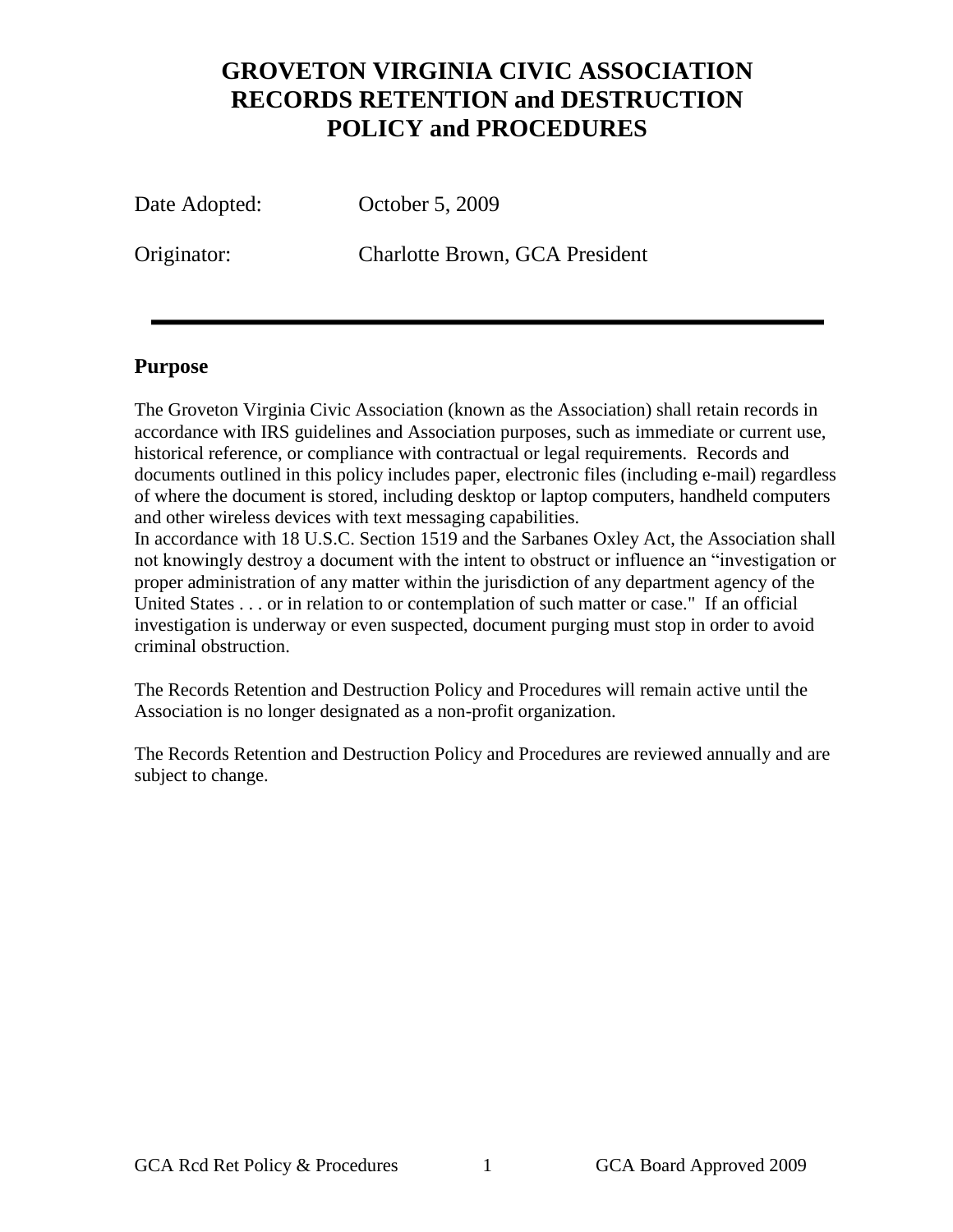# GROVETON VIRGINIA CIVIC ASSOCIATION RECORDS RETENTION and DESTRUCTION POLICY and PROCEDURES

Date Adopted: October 5, 2009

Originator: Charlotte Brown, GCA President

---

## Purpose

The Groveton Virginia Civic Association (known as the Association) shall retain records in accordance with IRS guidelines and Association purposes, such as immediate or current use, historical reference, or compliance with contractual or legal requirements. Records and documents outlined in this policy includes paper, electronic files (including e-mail) regardless of where the document is stored, including desktop or laptop computers, handheld computers and other wireless devices with text messaging capabilities.

In accordance with 18 U.S.C. Section 1519 and the Sarbanes Oxley Act, the Association shall not knowingly destroy a document with the intent to obstruct or influence an "investigation or proper administration of any matter within the jurisdiction of any department agency of the United States . . . or in relation to or contemplation of such matter or case." If an official investigation is underway or even suspected, document purging must stop in order to avoid criminal obstruction.

The Records Retention and Destruction Policy and Procedures will remain active until the Association is no longer designated as a non-profit organization.

The Records Retention and Destruction Policy and Procedures are reviewed annually and are subject to change.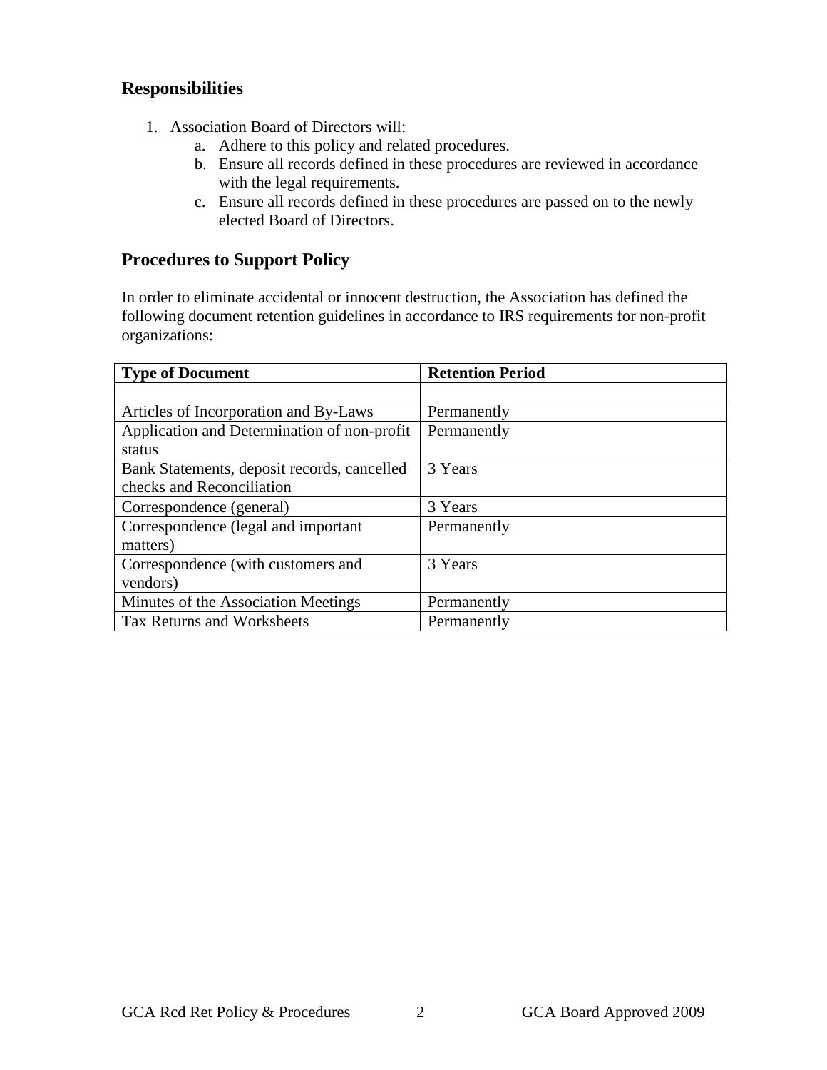## Responsibilities

1. Association Board of Directors will:
    a. Adhere to this policy and related procedures.
    b. Ensure all records defined in these procedures are reviewed in accordance with the legal requirements.
    c. Ensure all records defined in these procedures are passed on to the newly elected Board of Directors.

## Procedures to Support Policy

In order to eliminate accidental or innocent destruction, the Association has defined the following document retention guidelines in accordance to IRS requirements for non-profit organizations:

| Type of Document | Retention Period |
|---|---|
| | |
| Articles of Incorporation and By-Laws | Permanently |
| Application and Determination of non-profit status | Permanently |
| Bank Statements, deposit records, cancelled checks and Reconciliation | 3 Years |
| Correspondence (general) | 3 Years |
| Correspondence (legal and important matters) | Permanently |
| Correspondence (with customers and vendors) | 3 Years |
| Minutes of the Association Meetings | Permanently |
| Tax Returns and Worksheets | Permanently |